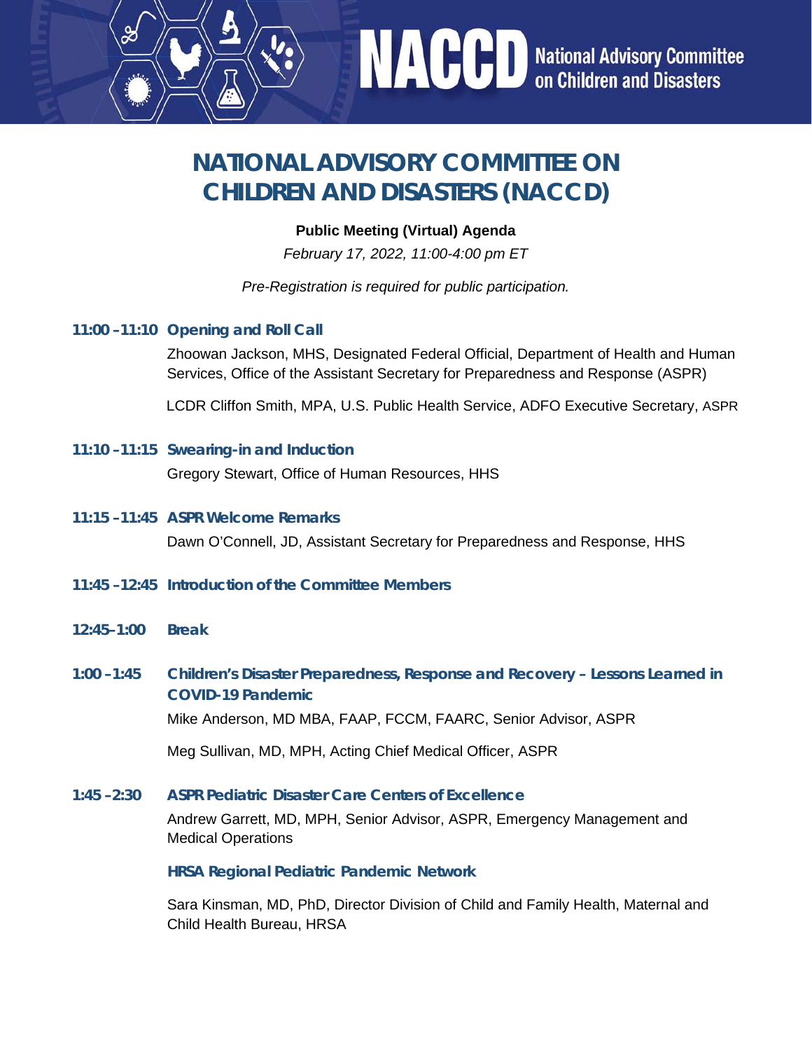NACCD National Advisory Committee on Children and Disasters

# NATIONAL ADVISORY COMMITTEE ON CHILDREN AND DISASTERS (NACCD)

**Public Meeting (Virtual) Agenda**

*February 17, 2022, 11:00-4:00 pm ET*

*Pre-Registration is required for public participation.*

**11:00 –11:10 Opening and Roll Call**

Zhoowan Jackson, MHS, Designated Federal Official, Department of Health and Human Services, Office of the Assistant Secretary for Preparedness and Response (ASPR)

LCDR Cliffon Smith, MPA, U.S. Public Health Service, ADFO Executive Secretary, ASPR

**11:10 –11:15 Swearing-in and Induction**

Gregory Stewart, Office of Human Resources, HHS

**11:15 –11:45 ASPR Welcome Remarks**

Dawn O'Connell, JD, Assistant Secretary for Preparedness and Response, HHS

**11:45 –12:45 Introduction of the Committee Members**

**12:45–1:00 Break**

**1:00 –1:45 Children's Disaster Preparedness, Response and Recovery – Lessons Learned in COVID-19 Pandemic**

Mike Anderson, MD MBA, FAAP, FCCM, FAARC, Senior Advisor, ASPR

Meg Sullivan, MD, MPH, Acting Chief Medical Officer, ASPR

**1:45 –2:30 ASPR Pediatric Disaster Care Centers of Excellence**

Andrew Garrett, MD, MPH, Senior Advisor, ASPR, Emergency Management and Medical Operations

**HRSA Regional Pediatric Pandemic Network**

Sara Kinsman, MD, PhD, Director Division of Child and Family Health, Maternal and Child Health Bureau, HRSA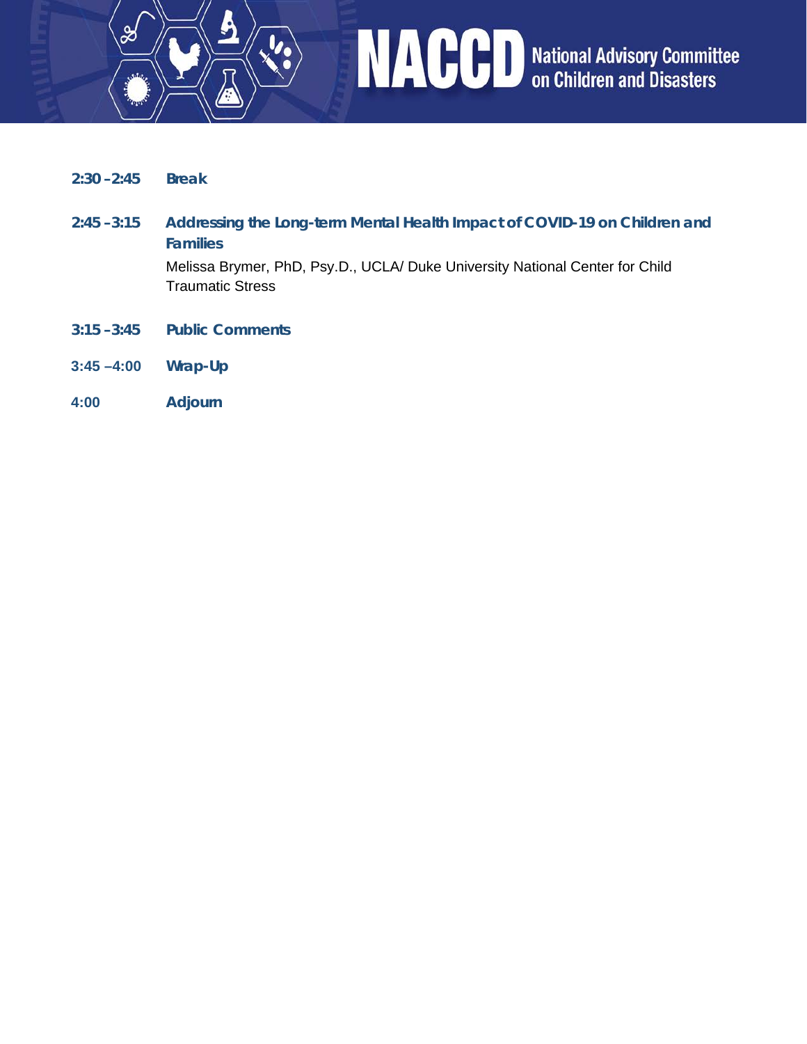**2:30 –2:45** **Break**

**2:45 –3:15** **Addressing the Long-term Mental Health Impact of COVID-19 on Children and Families**

Melissa Brymer, PhD, Psy.D., UCLA/ Duke University National Center for Child Traumatic Stress

**3:15 –3:45** **Public Comments**

**3:45 –4:00** **Wrap-Up**

**4:00** **Adjourn**